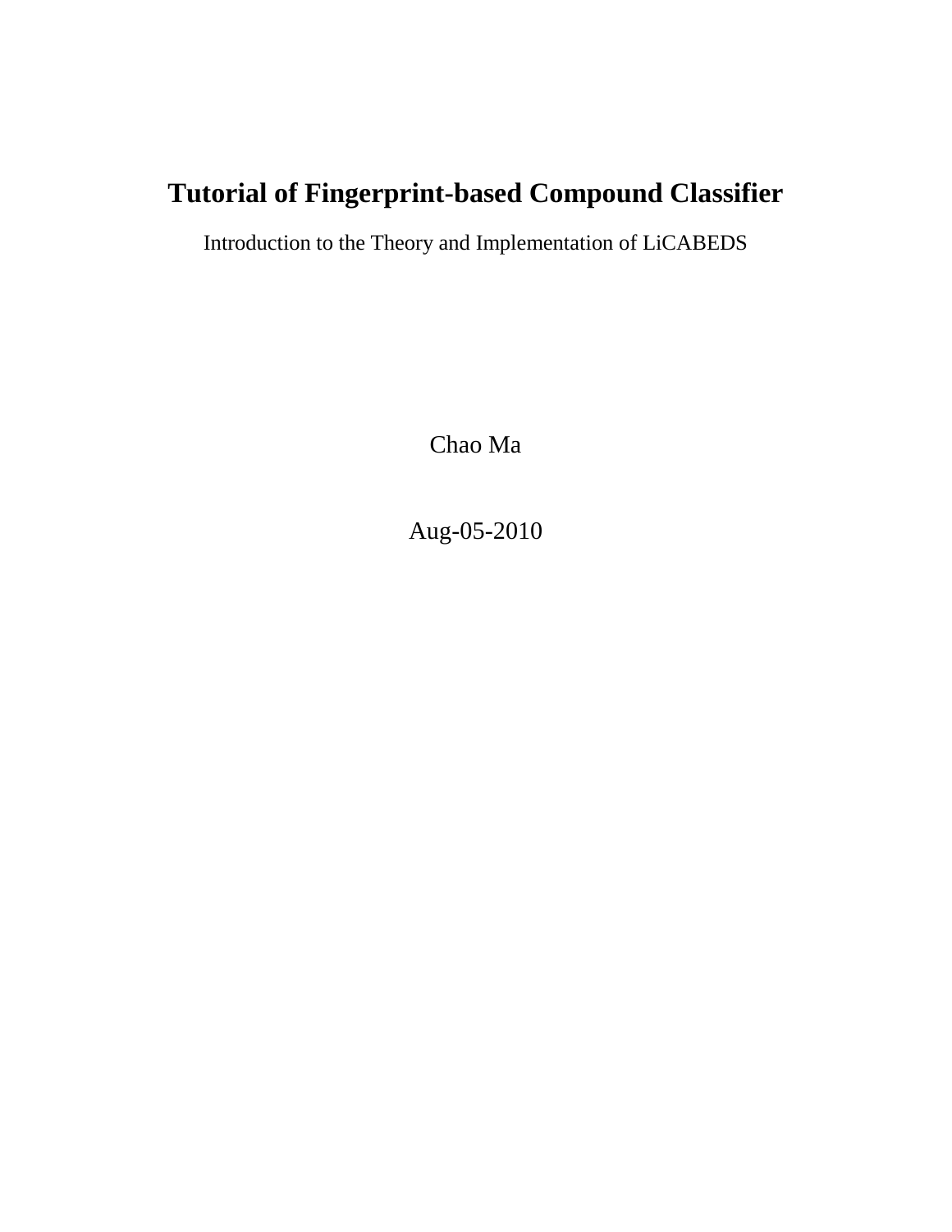# Tutorial of Fingerprint-based Compound Classifier

Introduction to the Theory and Implementation of LiCABEDS

Chao Ma

Aug-05-2010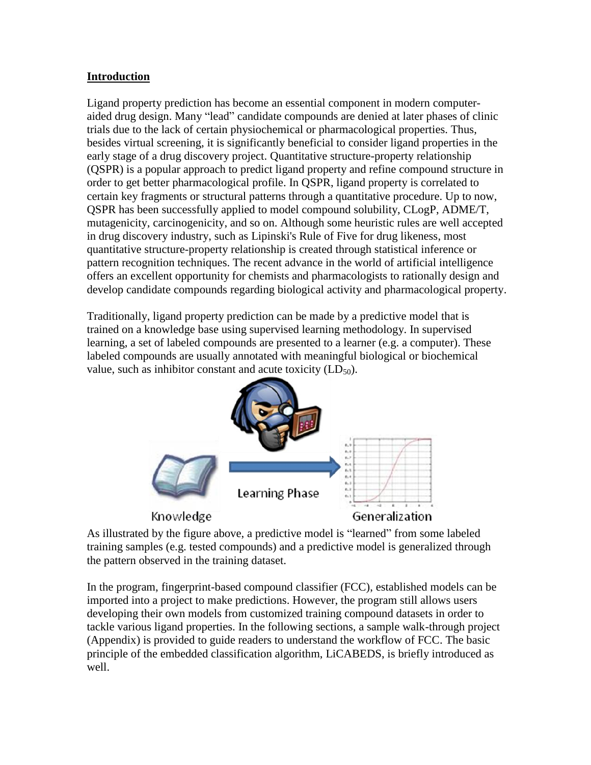## Introduction

Ligand property prediction has become an essential component in modern computer-aided drug design. Many "lead" candidate compounds are denied at later phases of clinic trials due to the lack of certain physiochemical or pharmacological properties. Thus, besides virtual screening, it is significantly beneficial to consider ligand properties in the early stage of a drug discovery project. Quantitative structure-property relationship (QSPR) is a popular approach to predict ligand property and refine compound structure in order to get better pharmacological profile. In QSPR, ligand property is correlated to certain key fragments or structural patterns through a quantitative procedure. Up to now, QSPR has been successfully applied to model compound solubility, CLogP, ADME/T, mutagenicity, carcinogenicity, and so on. Although some heuristic rules are well accepted in drug discovery industry, such as Lipinski's Rule of Five for drug likeness, most quantitative structure-property relationship is created through statistical inference or pattern recognition techniques. The recent advance in the world of artificial intelligence offers an excellent opportunity for chemists and pharmacologists to rationally design and develop candidate compounds regarding biological activity and pharmacological property.

Traditionally, ligand property prediction can be made by a predictive model that is trained on a knowledge base using supervised learning methodology. In supervised learning, a set of labeled compounds are presented to a learner (e.g. a computer). These labeled compounds are usually annotated with meaningful biological or biochemical value, such as inhibitor constant and acute toxicity ($LD_{50}$).

Knowledge — Learning Phase — Generalization

As illustrated by the figure above, a predictive model is "learned" from some labeled training samples (e.g. tested compounds) and a predictive model is generalized through the pattern observed in the training dataset.

In the program, fingerprint-based compound classifier (FCC), established models can be imported into a project to make predictions. However, the program still allows users developing their own models from customized training compound datasets in order to tackle various ligand properties. In the following sections, a sample walk-through project (Appendix) is provided to guide readers to understand the workflow of FCC. The basic principle of the embedded classification algorithm, LiCABEDS, is briefly introduced as well.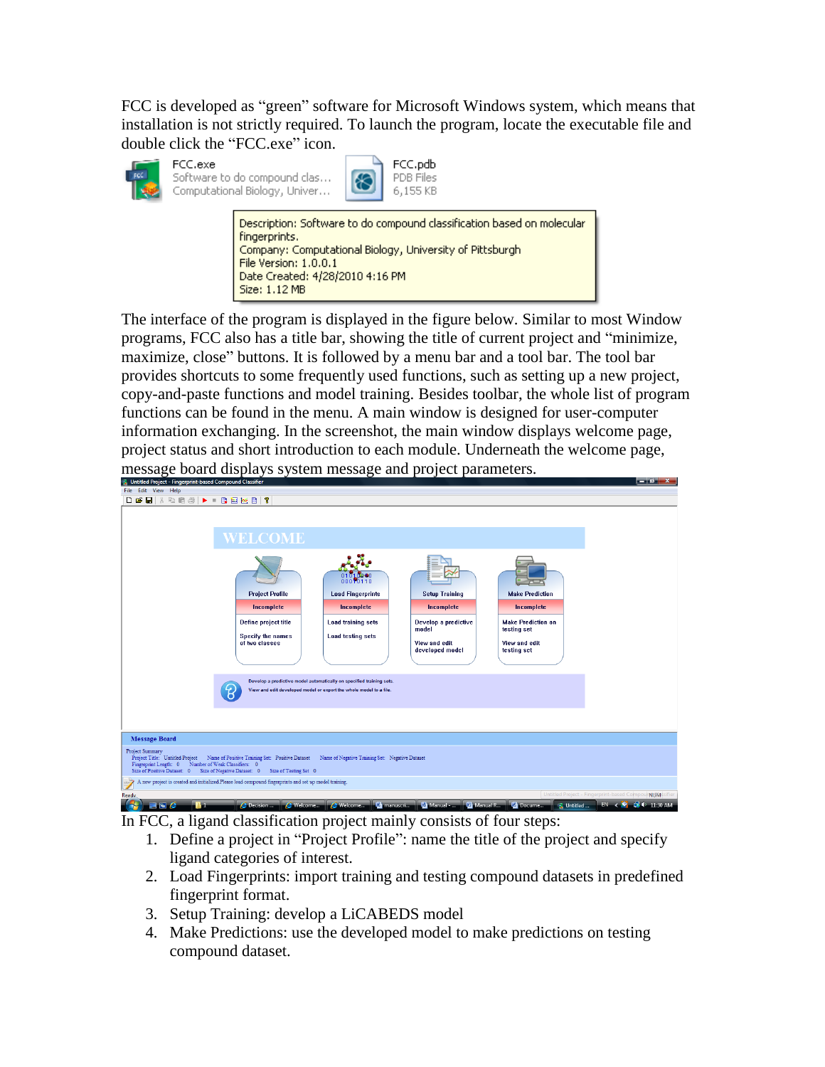FCC is developed as "green" software for Microsoft Windows system, which means that installation is not strictly required. To launch the program, locate the executable file and double click the "FCC.exe" icon.

The interface of the program is displayed in the figure below. Similar to most Window programs, FCC also has a title bar, showing the title of current project and "minimize, maximize, close" buttons. It is followed by a menu bar and a tool bar. The tool bar provides shortcuts to some frequently used functions, such as setting up a new project, copy-and-paste functions and model training. Besides toolbar, the whole list of program functions can be found in the menu. A main window is designed for user-computer information exchanging. In the screenshot, the main window displays welcome page, project status and short introduction to each module. Underneath the welcome page, message board displays system message and project parameters.

In FCC, a ligand classification project mainly consists of four steps:

1. Define a project in "Project Profile": name the title of the project and specify ligand categories of interest.
2. Load Fingerprints: import training and testing compound datasets in predefined fingerprint format.
3. Setup Training: develop a LiCABEDS model
4. Make Predictions: use the developed model to make predictions on testing compound dataset.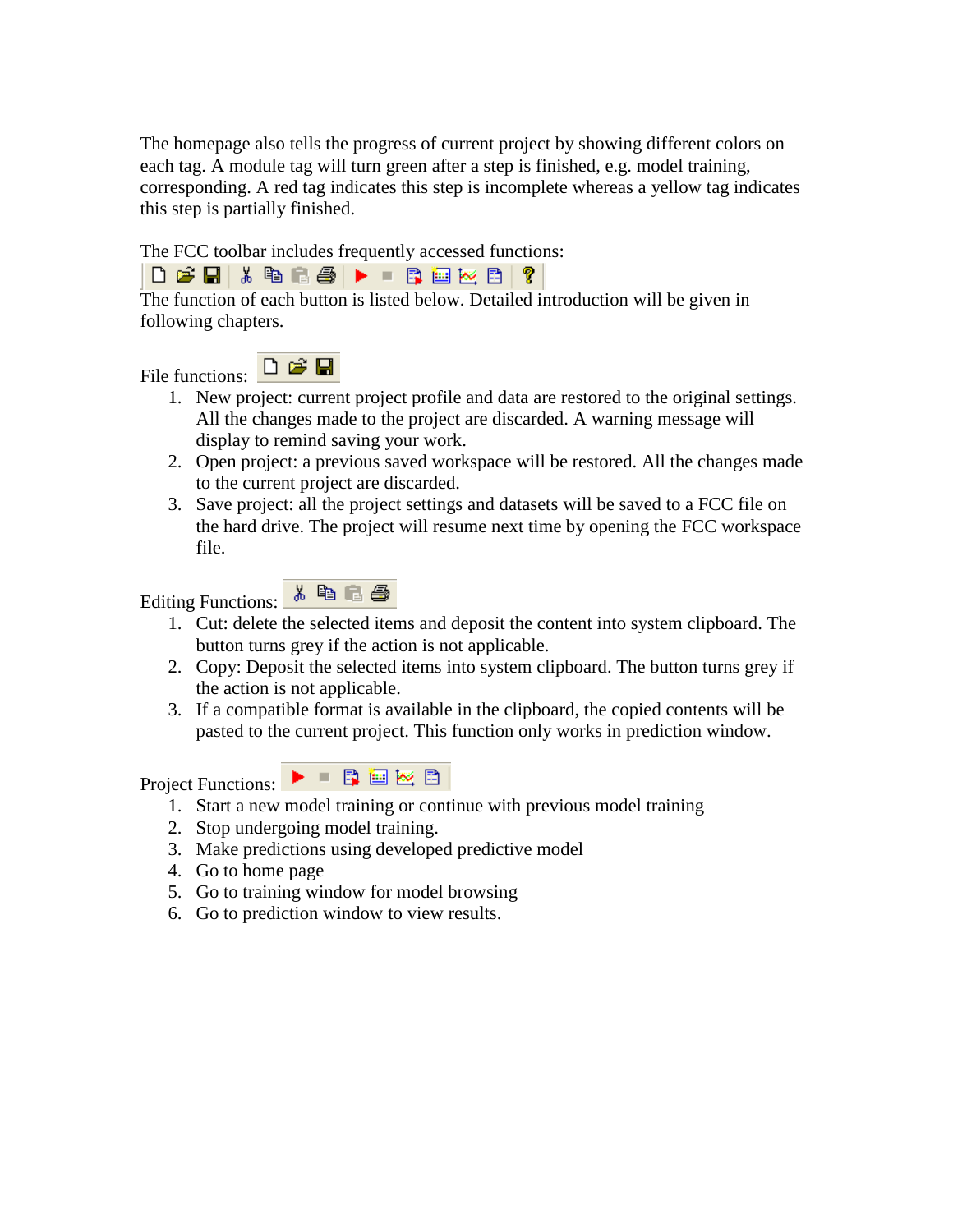The homepage also tells the progress of current project by showing different colors on each tag. A module tag will turn green after a step is finished, e.g. model training, corresponding. A red tag indicates this step is incomplete whereas a yellow tag indicates this step is partially finished.

The FCC toolbar includes frequently accessed functions:

The function of each button is listed below. Detailed introduction will be given in following chapters.

File functions:

1. New project: current project profile and data are restored to the original settings. All the changes made to the project are discarded. A warning message will display to remind saving your work.
2. Open project: a previous saved workspace will be restored. All the changes made to the current project are discarded.
3. Save project: all the project settings and datasets will be saved to a FCC file on the hard drive. The project will resume next time by opening the FCC workspace file.

Editing Functions:

1. Cut: delete the selected items and deposit the content into system clipboard. The button turns grey if the action is not applicable.
2. Copy: Deposit the selected items into system clipboard. The button turns grey if the action is not applicable.
3. If a compatible format is available in the clipboard, the copied contents will be pasted to the current project. This function only works in prediction window.

Project Functions:

1. Start a new model training or continue with previous model training
2. Stop undergoing model training.
3. Make predictions using developed predictive model
4. Go to home page
5. Go to training window for model browsing
6. Go to prediction window to view results.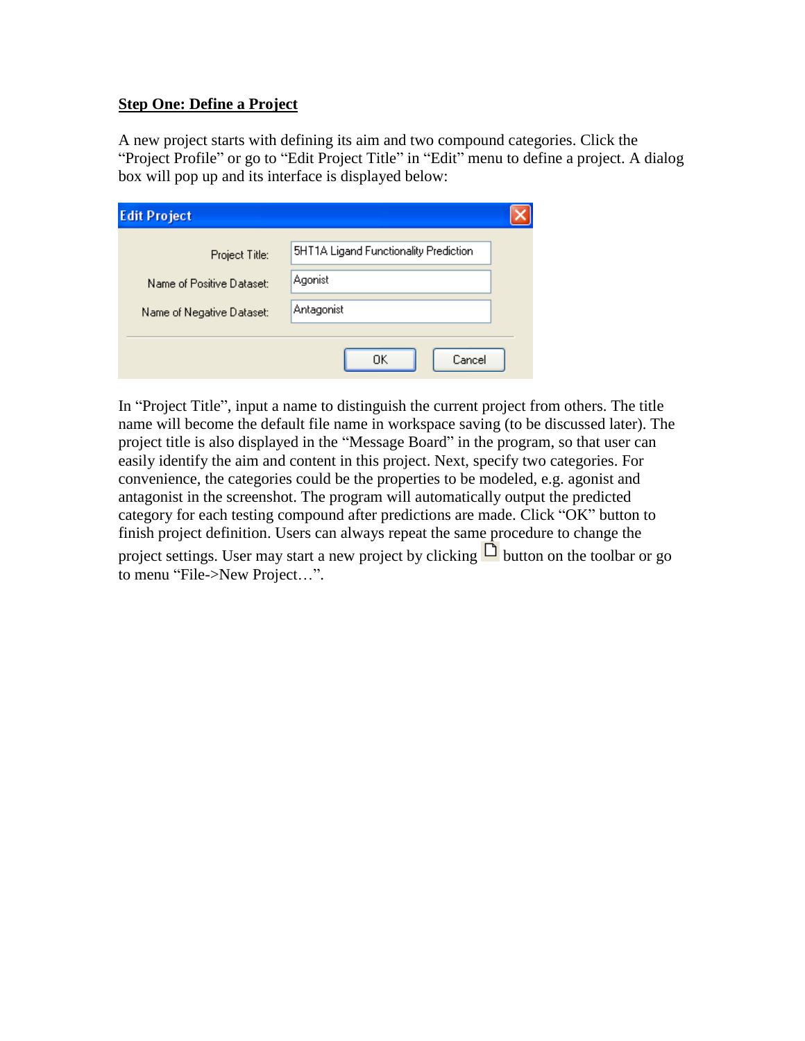**Step One: Define a Project**

A new project starts with defining its aim and two compound categories. Click the "Project Profile" or go to "Edit Project Title" in "Edit" menu to define a project. A dialog box will pop up and its interface is displayed below:

In "Project Title", input a name to distinguish the current project from others. The title name will become the default file name in workspace saving (to be discussed later). The project title is also displayed in the "Message Board" in the program, so that user can easily identify the aim and content in this project. Next, specify two categories. For convenience, the categories could be the properties to be modeled, e.g. agonist and antagonist in the screenshot. The program will automatically output the predicted category for each testing compound after predictions are made. Click "OK" button to finish project definition. Users can always repeat the same procedure to change the project settings. User may start a new project by clicking button on the toolbar or go to menu "File->New Project…".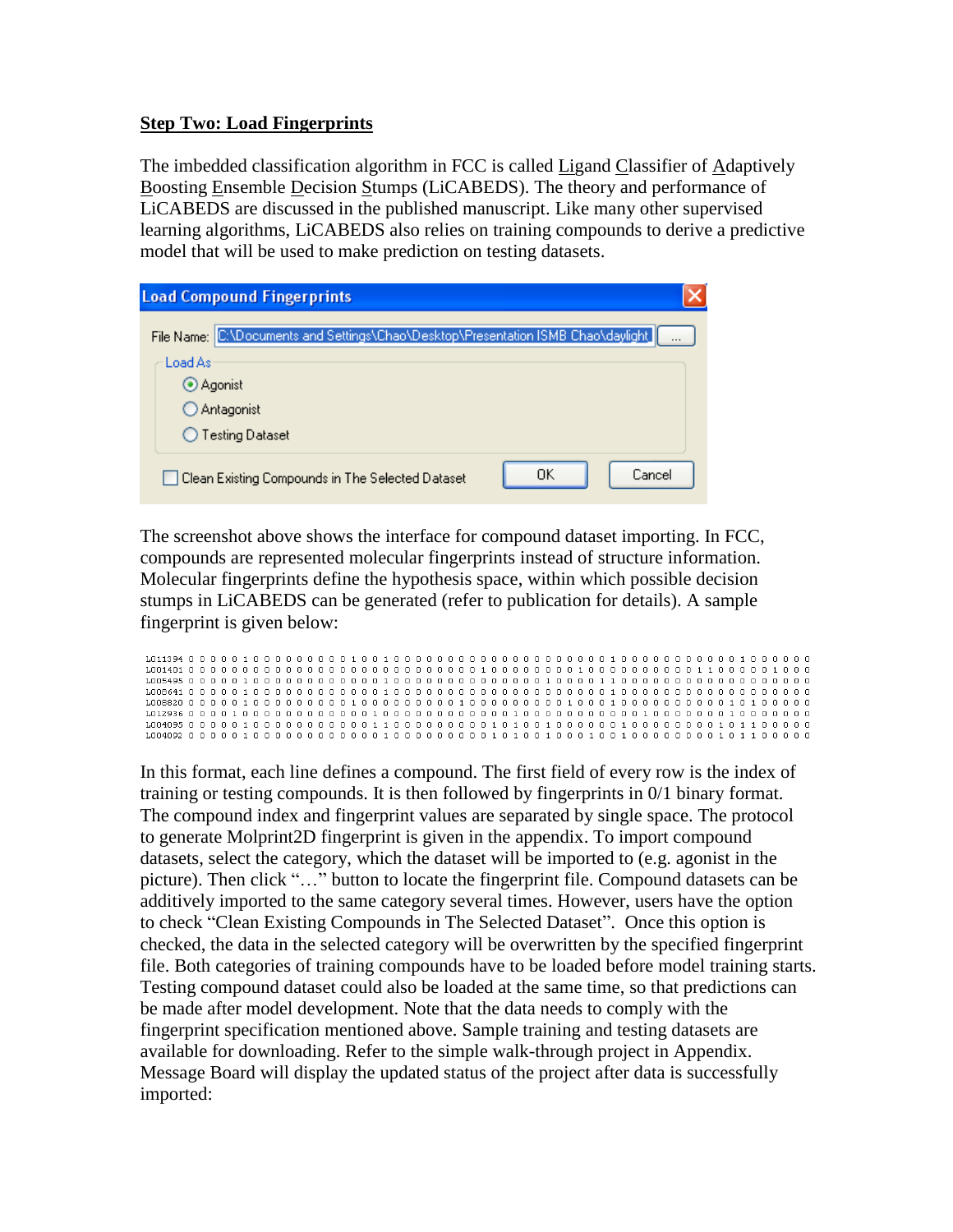## Step Two: Load Fingerprints

The imbedded classification algorithm in FCC is called Ligand Classifier of Adaptively Boosting Ensemble Decision Stumps (LiCABEDS). The theory and performance of LiCABEDS are discussed in the published manuscript. Like many other supervised learning algorithms, LiCABEDS also relies on training compounds to derive a predictive model that will be used to make prediction on testing datasets.

**Load Compound Fingerprints**

File Name: C:\Documents and Settings\Chao\Desktop\Presentation ISMB Chao\daylight [...]

Load As
- (•) Agonist
- ( ) Antagonist
- ( ) Testing Dataset

[ ] Clean Existing Compounds in The Selected Dataset [OK] [Cancel]

The screenshot above shows the interface for compound dataset importing. In FCC, compounds are represented molecular fingerprints instead of structure information. Molecular fingerprints define the hypothesis space, within which possible decision stumps in LiCABEDS can be generated (refer to publication for details). A sample fingerprint is given below:

```
L011394 0 0 0 0 0 1 0 0 0 0 0 0 0 0 0 1 0 0 1 0 0 0 0 0 0 0 0 0 0 0 0 0 0 0 0 0 0 0 0 0 1 0 0 0 0 0 0 0 0 0 0 0 0 1 0 0 0 0 0 0
L001401 0 0 0 0 0 0 0 0 0 0 0 0 0 0 0 0 0 0 0 0 0 0 0 0 0 0 0 1 0 0 0 0 0 0 0 0 0 1 0 0 0 0 0 0 0 0 0 0 0 1 1 0 0 0 0 0 1 0 0 0
L005495 0 0 0 0 0 1 0 0 0 0 0 0 0 0 0 0 0 0 1 0 0 0 0 0 0 0 0 0 0 0 0 0 1 0 0 0 0 1 1 0 0 0 0 0 0 0 0 0 0 0 0 0 0 0 0 0 0 0 0 0
L003641 0 0 0 0 0 1 0 0 0 0 0 0 0 0 0 0 0 0 1 0 0 0 0 0 0 0 0 0 0 0 0 0 0 0 0 0 0 0 0 0 1 0 0 0 0 0 0 0 0 0 0 0 0 0 0 0 0 0 0 0
L005820 0 0 0 0 0 1 0 0 0 0 0 0 0 0 0 1 0 0 0 0 0 0 0 0 0 0 1 0 0 0 0 0 0 0 0 0 1 0 0 0 1 0 0 0 0 0 0 0 0 0 0 1 0 1 0 0 0 0 0 0
L012936 0 0 0 0 1 0 0 0 0 0 0 0 0 0 0 1 0 0 0 0 0 0 0 0 0 0 0 0 0 0 0 1 0 0 0 0 0 0 0 0 0 0 1 0 0 0 0 0 0 0 0 1 0 0 0 0 0 0 0 0
L004095 0 0 0 0 0 1 0 0 0 0 0 0 0 0 0 0 0 1 1 0 0 0 0 0 0 0 0 0 1 0 1 0 0 1 0 0 0 0 0 0 1 0 0 0 0 0 0 0 0 0 1 0 1 1 0 0 0 0 0 0
L004092 0 0 0 0 0 1 0 0 0 0 0 0 0 0 0 0 0 0 1 0 0 0 0 0 0 0 0 0 1 0 1 0 0 1 0 0 0 1 0 0 1 0 0 0 0 0 0 0 0 0 1 0 1 1 0 0 0 0 0 0
```

In this format, each line defines a compound. The first field of every row is the index of training or testing compounds. It is then followed by fingerprints in 0/1 binary format. The compound index and fingerprint values are separated by single space. The protocol to generate Molprint2D fingerprint is given in the appendix. To import compound datasets, select the category, which the dataset will be imported to (e.g. agonist in the picture). Then click "…" button to locate the fingerprint file. Compound datasets can be additively imported to the same category several times. However, users have the option to check "Clean Existing Compounds in The Selected Dataset". Once this option is checked, the data in the selected category will be overwritten by the specified fingerprint file. Both categories of training compounds have to be loaded before model training starts. Testing compound dataset could also be loaded at the same time, so that predictions can be made after model development. Note that the data needs to comply with the fingerprint specification mentioned above. Sample training and testing datasets are available for downloading. Refer to the simple walk-through project in Appendix. Message Board will display the updated status of the project after data is successfully imported: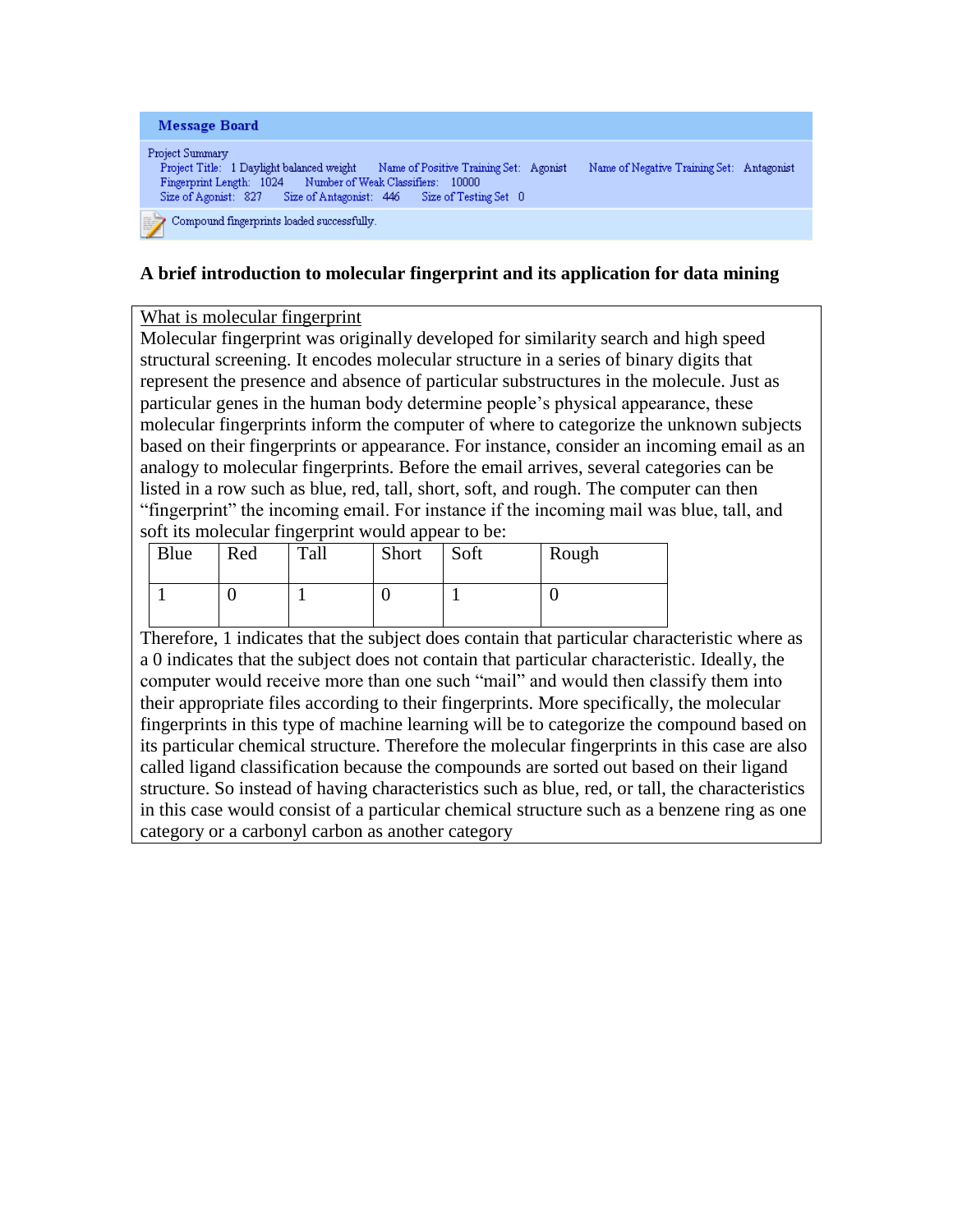**Message Board**

Project Summary
Project Title: 1 Daylight balanced weight Name of Positive Training Set: Agonist Name of Negative Training Set: Antagonist
Fingerprint Length: 1024 Number of Weak Classifiers: 10000
Size of Agonist: 827 Size of Antagonist: 446 Size of Testing Set 0

Compound fingerprints loaded successfully.

## A brief introduction to molecular fingerprint and its application for data mining

What is molecular fingerprint

Molecular fingerprint was originally developed for similarity search and high speed structural screening. It encodes molecular structure in a series of binary digits that represent the presence and absence of particular substructures in the molecule. Just as particular genes in the human body determine people's physical appearance, these molecular fingerprints inform the computer of where to categorize the unknown subjects based on their fingerprints or appearance. For instance, consider an incoming email as an analogy to molecular fingerprints. Before the email arrives, several categories can be listed in a row such as blue, red, tall, short, soft, and rough. The computer can then "fingerprint" the incoming email. For instance if the incoming mail was blue, tall, and soft its molecular fingerprint would appear to be:

| Blue | Red | Tall | Short | Soft | Rough |
|---|---|---|---|---|---|
| 1 | 0 | 1 | 0 | 1 | 0 |

Therefore, 1 indicates that the subject does contain that particular characteristic where as a 0 indicates that the subject does not contain that particular characteristic. Ideally, the computer would receive more than one such "mail" and would then classify them into their appropriate files according to their fingerprints. More specifically, the molecular fingerprints in this type of machine learning will be to categorize the compound based on its particular chemical structure. Therefore the molecular fingerprints in this case are also called ligand classification because the compounds are sorted out based on their ligand structure. So instead of having characteristics such as blue, red, or tall, the characteristics in this case would consist of a particular chemical structure such as a benzene ring as one category or a carbonyl carbon as another category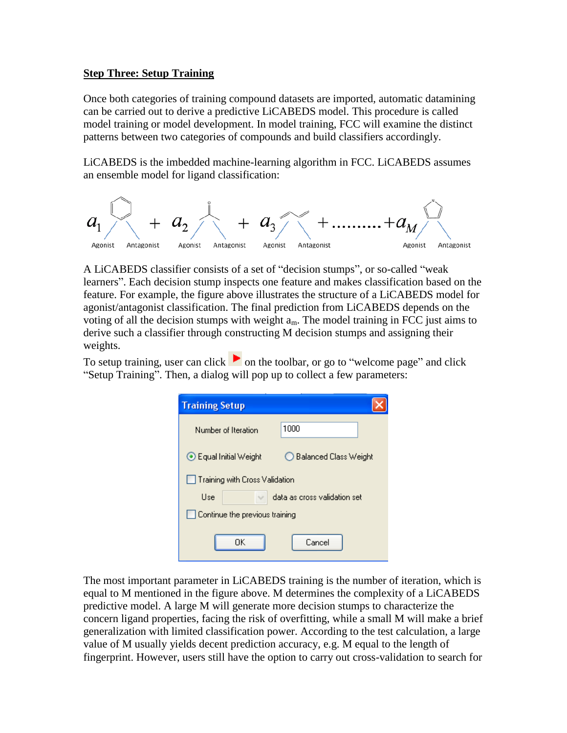**Step Three: Setup Training**

Once both categories of training compound datasets are imported, automatic datamining can be carried out to derive a predictive LiCABEDS model. This procedure is called model training or model development. In model training, FCC will examine the distinct patterns between two categories of compounds and build classifiers accordingly.

LiCABEDS is the imbedded machine-learning algorithm in FCC. LiCABEDS assumes an ensemble model for ligand classification:

$a_1$ (Agonist / Antagonist) + $a_2$ (Agonist / Antagonist) + $a_3$ (Agonist / Antagonist) + .........+ $a_M$ (Agonist / Antagonist)

A LiCABEDS classifier consists of a set of "decision stumps", or so-called "weak learners". Each decision stump inspects one feature and makes classification based on the feature. For example, the figure above illustrates the structure of a LiCABEDS model for agonist/antagonist classification. The final prediction from LiCABEDS depends on the voting of all the decision stumps with weight $a_m$. The model training in FCC just aims to derive such a classifier through constructing M decision stumps and assigning their weights.

To setup training, user can click ▶ on the toolbar, or go to "welcome page" and click "Setup Training". Then, a dialog will pop up to collect a few parameters:

**Training Setup**

- Number of Iteration: 1000
- ◉ Equal Initial Weight ○ Balanced Class Weight
- ☐ Training with Cross Validation
- Use [ ] data as cross validation set
- ☐ Continue the previous training
- [OK] [Cancel]

The most important parameter in LiCABEDS training is the number of iteration, which is equal to M mentioned in the figure above. M determines the complexity of a LiCABEDS predictive model. A large M will generate more decision stumps to characterize the concern ligand properties, facing the risk of overfitting, while a small M will make a brief generalization with limited classification power. According to the test calculation, a large value of M usually yields decent prediction accuracy, e.g. M equal to the length of fingerprint. However, users still have the option to carry out cross-validation to search for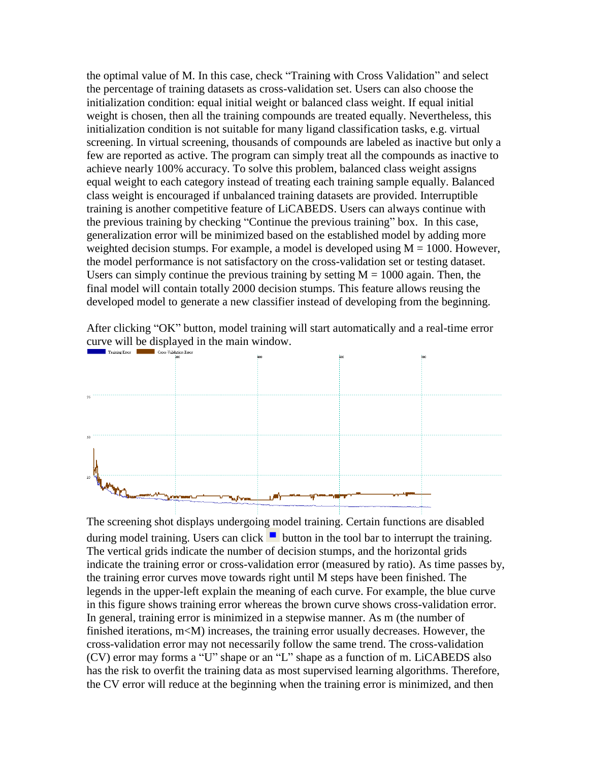the optimal value of M. In this case, check "Training with Cross Validation" and select the percentage of training datasets as cross-validation set. Users can also choose the initialization condition: equal initial weight or balanced class weight. If equal initial weight is chosen, then all the training compounds are treated equally. Nevertheless, this initialization condition is not suitable for many ligand classification tasks, e.g. virtual screening. In virtual screening, thousands of compounds are labeled as inactive but only a few are reported as active. The program can simply treat all the compounds as inactive to achieve nearly 100% accuracy. To solve this problem, balanced class weight assigns equal weight to each category instead of treating each training sample equally. Balanced class weight is encouraged if unbalanced training datasets are provided. Interruptible training is another competitive feature of LiCABEDS. Users can always continue with the previous training by checking "Continue the previous training" box. In this case, generalization error will be minimized based on the established model by adding more weighted decision stumps. For example, a model is developed using M = 1000. However, the model performance is not satisfactory on the cross-validation set or testing dataset. Users can simply continue the previous training by setting M = 1000 again. Then, the final model will contain totally 2000 decision stumps. This feature allows reusing the developed model to generate a new classifier instead of developing from the beginning.

After clicking "OK" button, model training will start automatically and a real-time error curve will be displayed in the main window.

The screening shot displays undergoing model training. Certain functions are disabled during model training. Users can click ■ button in the tool bar to interrupt the training. The vertical grids indicate the number of decision stumps, and the horizontal grids indicate the training error or cross-validation error (measured by ratio). As time passes by, the training error curves move towards right until M steps have been finished. The legends in the upper-left explain the meaning of each curve. For example, the blue curve in this figure shows training error whereas the brown curve shows cross-validation error. In general, training error is minimized in a stepwise manner. As m (the number of finished iterations, m<M) increases, the training error usually decreases. However, the cross-validation error may not necessarily follow the same trend. The cross-validation (CV) error may forms a "U" shape or an "L" shape as a function of m. LiCABEDS also has the risk to overfit the training data as most supervised learning algorithms. Therefore, the CV error will reduce at the beginning when the training error is minimized, and then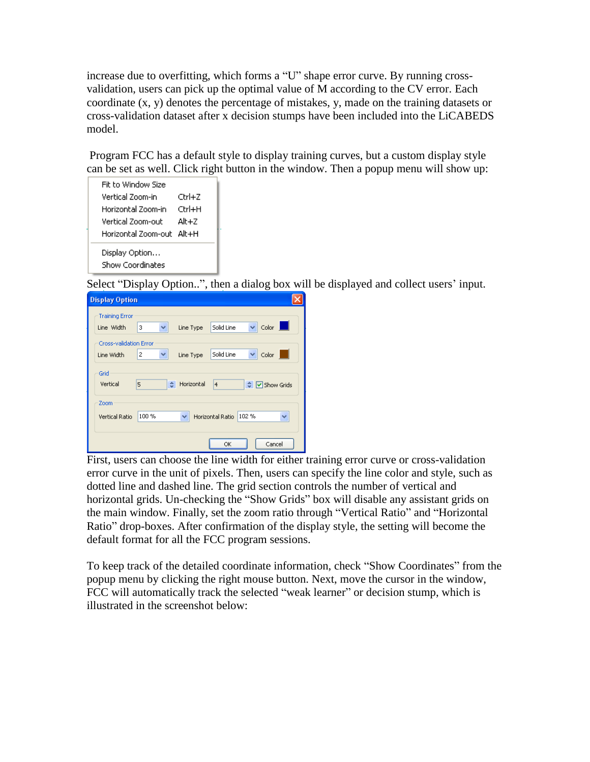increase due to overfitting, which forms a "U" shape error curve. By running cross-validation, users can pick up the optimal value of M according to the CV error. Each coordinate (x, y) denotes the percentage of mistakes, y, made on the training datasets or cross-validation dataset after x decision stumps have been included into the LiCABEDS model.

Program FCC has a default style to display training curves, but a custom display style can be set as well. Click right button in the window. Then a popup menu will show up:

| | |
|---|---|
| Fit to Window Size | |
| Vertical Zoom-in | Ctrl+Z |
| Horizontal Zoom-in | Ctrl+H |
| Vertical Zoom-out | Alt+Z |
| Horizontal Zoom-out | Alt+H |
| Display Option... | |
| Show Coordinates | |

Select "Display Option..", then a dialog box will be displayed and collect users' input.

**Display Option**

- Training Error: Line Width 3, Line Type Solid Line, Color
- Cross-validation Error: Line Width 2, Line Type Solid Line, Color
- Grid: Vertical 5, Horizontal 4, Show Grids
- Zoom: Vertical Ratio 100 %, Horizontal Ratio 102 %
- OK / Cancel

First, users can choose the line width for either training error curve or cross-validation error curve in the unit of pixels. Then, users can specify the line color and style, such as dotted line and dashed line. The grid section controls the number of vertical and horizontal grids. Un-checking the "Show Grids" box will disable any assistant grids on the main window. Finally, set the zoom ratio through "Vertical Ratio" and "Horizontal Ratio" drop-boxes. After confirmation of the display style, the setting will become the default format for all the FCC program sessions.

To keep track of the detailed coordinate information, check "Show Coordinates" from the popup menu by clicking the right mouse button. Next, move the cursor in the window, FCC will automatically track the selected "weak learner" or decision stump, which is illustrated in the screenshot below: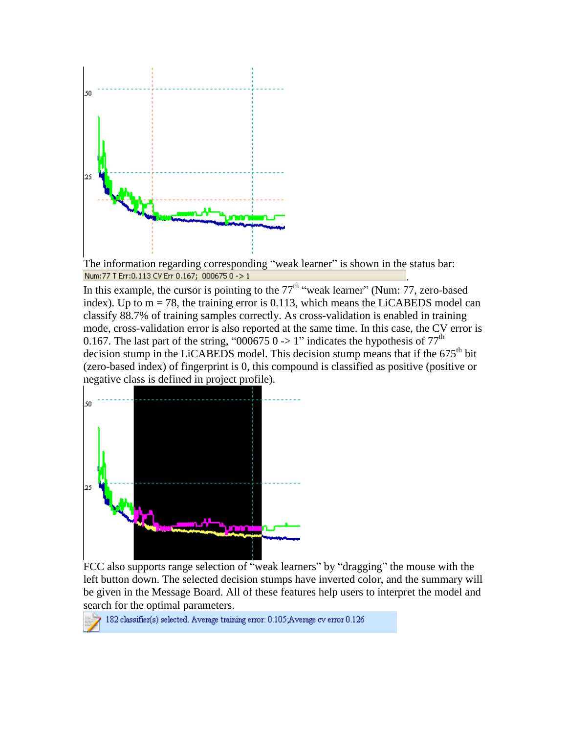The information regarding corresponding "weak learner" is shown in the status bar:

Num:77 T Err:0.113 CV Err 0.167; 000675 0 -> 1

In this example, the cursor is pointing to the 77th "weak learner" (Num: 77, zero-based index). Up to m = 78, the training error is 0.113, which means the LiCABEDS model can classify 88.7% of training samples correctly. As cross-validation is enabled in training mode, cross-validation error is also reported at the same time. In this case, the CV error is 0.167. The last part of the string, "000675 0 -> 1" indicates the hypothesis of 77th decision stump in the LiCABEDS model. This decision stump means that if the 675th bit (zero-based index) of fingerprint is 0, this compound is classified as positive (positive or negative class is defined in project profile).

FCC also supports range selection of "weak learners" by "dragging" the mouse with the left button down. The selected decision stumps have inverted color, and the summary will be given in the Message Board. All of these features help users to interpret the model and search for the optimal parameters.

182 classifier(s) selected. Average training error: 0.105;Average cv error 0.126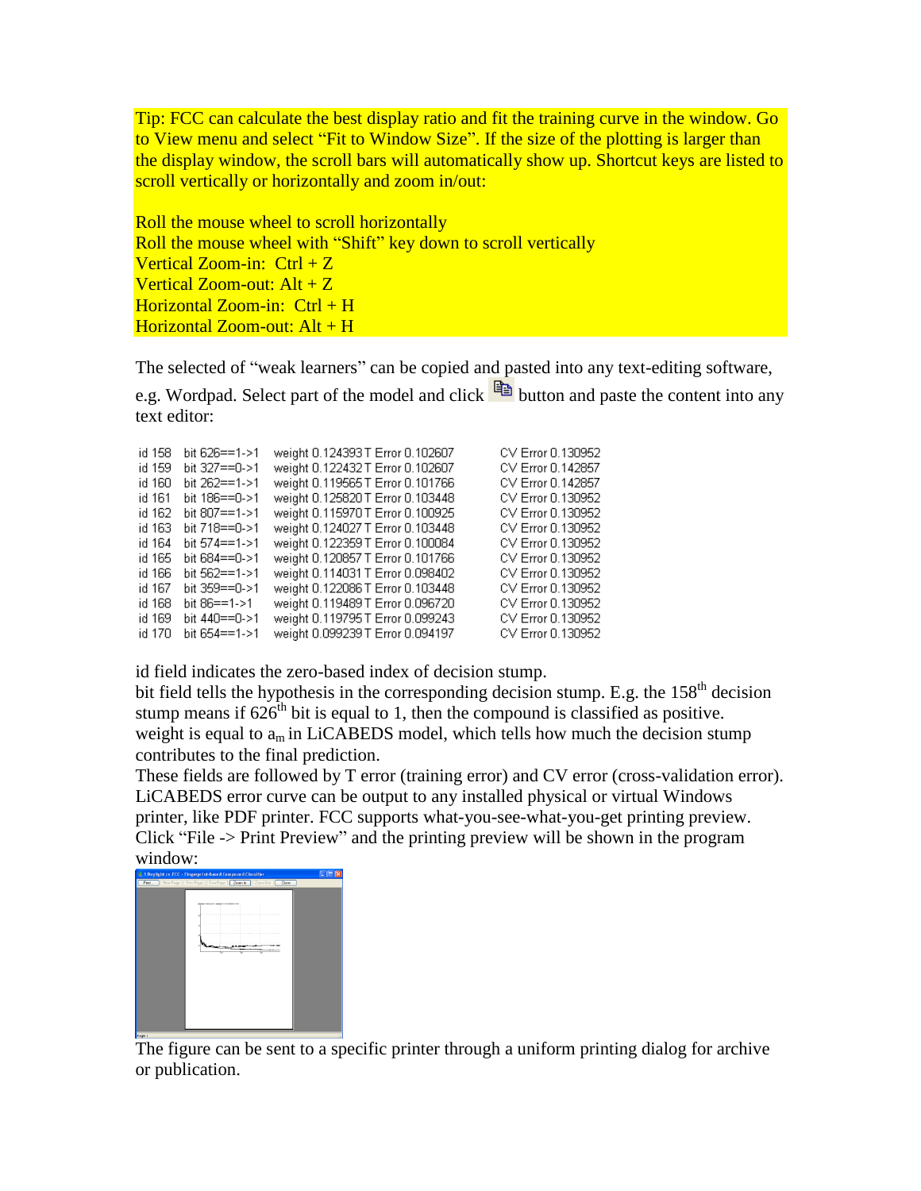Tip: FCC can calculate the best display ratio and fit the training curve in the window. Go to View menu and select "Fit to Window Size". If the size of the plotting is larger than the display window, the scroll bars will automatically show up. Shortcut keys are listed to scroll vertically or horizontally and zoom in/out:

Roll the mouse wheel to scroll horizontally
Roll the mouse wheel with "Shift" key down to scroll vertically
Vertical Zoom-in: Ctrl + Z
Vertical Zoom-out: Alt + Z
Horizontal Zoom-in: Ctrl + H
Horizontal Zoom-out: Alt + H

The selected of "weak learners" can be copied and pasted into any text-editing software, e.g. Wordpad. Select part of the model and click button and paste the content into any text editor:

```
id 158   bit 626==1->1   weight 0.124393 T Error 0.102607   CV Error 0.130952
id 159   bit 327==0->1   weight 0.122432 T Error 0.102607   CV Error 0.142857
id 160   bit 262==1->1   weight 0.119565 T Error 0.101766   CV Error 0.142857
id 161   bit 186==0->1   weight 0.125820 T Error 0.103448   CV Error 0.130952
id 162   bit 807==1->1   weight 0.115970 T Error 0.100925   CV Error 0.130952
id 163   bit 718==0->1   weight 0.124027 T Error 0.103448   CV Error 0.130952
id 164   bit 574==1->1   weight 0.122359 T Error 0.100084   CV Error 0.130952
id 165   bit 684==0->1   weight 0.120857 T Error 0.101766   CV Error 0.130952
id 166   bit 562==1->1   weight 0.114031 T Error 0.098402   CV Error 0.130952
id 167   bit 359==0->1   weight 0.122086 T Error 0.103448   CV Error 0.130952
id 168   bit 86==1->1    weight 0.119489 T Error 0.096720   CV Error 0.130952
id 169   bit 440==0->1   weight 0.119795 T Error 0.099243   CV Error 0.130952
id 170   bit 654==1->1   weight 0.099239 T Error 0.094197   CV Error 0.130952
```

id field indicates the zero-based index of decision stump.
bit field tells the hypothesis in the corresponding decision stump. E.g. the 158th decision stump means if 626th bit is equal to 1, then the compound is classified as positive.
weight is equal to $a_m$ in LiCABEDS model, which tells how much the decision stump contributes to the final prediction.
These fields are followed by T error (training error) and CV error (cross-validation error).
LiCABEDS error curve can be output to any installed physical or virtual Windows printer, like PDF printer. FCC supports what-you-see-what-you-get printing preview. Click "File -> Print Preview" and the printing preview will be shown in the program window:

The figure can be sent to a specific printer through a uniform printing dialog for archive or publication.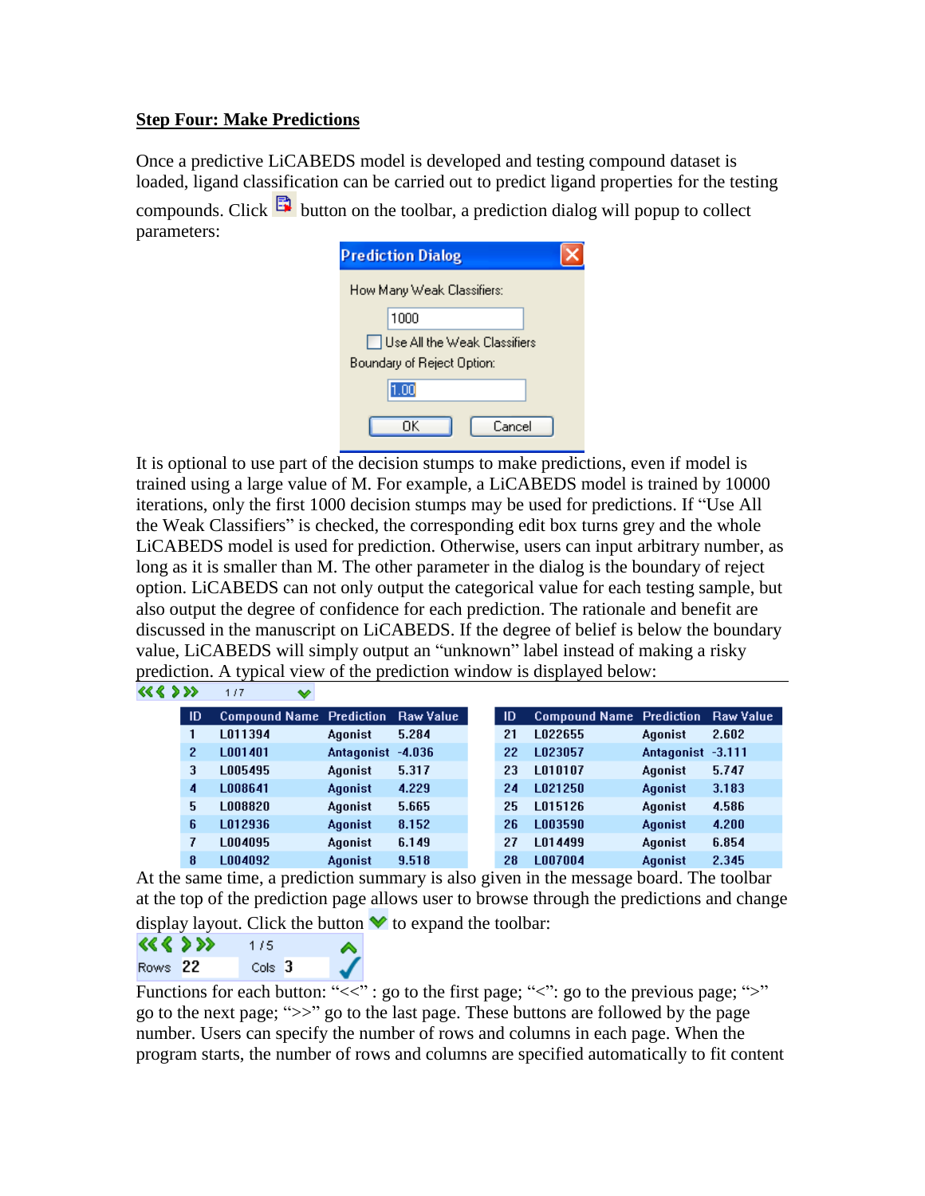## Step Four: Make Predictions

Once a predictive LiCABEDS model is developed and testing compound dataset is loaded, ligand classification can be carried out to predict ligand properties for the testing compounds. Click button on the toolbar, a prediction dialog will popup to collect parameters:

It is optional to use part of the decision stumps to make predictions, even if model is trained using a large value of M. For example, a LiCABEDS model is trained by 10000 iterations, only the first 1000 decision stumps may be used for predictions. If "Use All the Weak Classifiers" is checked, the corresponding edit box turns grey and the whole LiCABEDS model is used for prediction. Otherwise, users can input arbitrary number, as long as it is smaller than M. The other parameter in the dialog is the boundary of reject option. LiCABEDS can not only output the categorical value for each testing sample, but also output the degree of confidence for each prediction. The rationale and benefit are discussed in the manuscript on LiCABEDS. If the degree of belief is below the boundary value, LiCABEDS will simply output an "unknown" label instead of making a risky prediction. A typical view of the prediction window is displayed below:

| ID | Compound Name | Prediction | Raw Value |
|---|---|---|---|
| 1 | L011394 | Agonist | 5.284 |
| 2 | L001401 | Antagonist | -4.036 |
| 3 | L005495 | Agonist | 5.317 |
| 4 | L008641 | Agonist | 4.229 |
| 5 | L008820 | Agonist | 5.665 |
| 6 | L012936 | Agonist | 8.152 |
| 7 | L004095 | Agonist | 6.149 |
| 8 | L004092 | Agonist | 9.518 |

| ID | Compound Name | Prediction | Raw Value |
|---|---|---|---|
| 21 | L022655 | Agonist | 2.602 |
| 22 | L023057 | Antagonist | -3.111 |
| 23 | L010107 | Agonist | 5.747 |
| 24 | L021250 | Agonist | 3.183 |
| 25 | L015126 | Agonist | 4.586 |
| 26 | L003590 | Agonist | 4.200 |
| 27 | L014499 | Agonist | 6.854 |
| 28 | L007004 | Agonist | 2.345 |

At the same time, a prediction summary is also given in the message board. The toolbar at the top of the prediction page allows user to browse through the predictions and change display layout. Click the button to expand the toolbar:

Functions for each button: "<<" : go to the first page; "<": go to the previous page; ">" go to the next page; ">>" go to the last page. These buttons are followed by the page number. Users can specify the number of rows and columns in each page. When the program starts, the number of rows and columns are specified automatically to fit content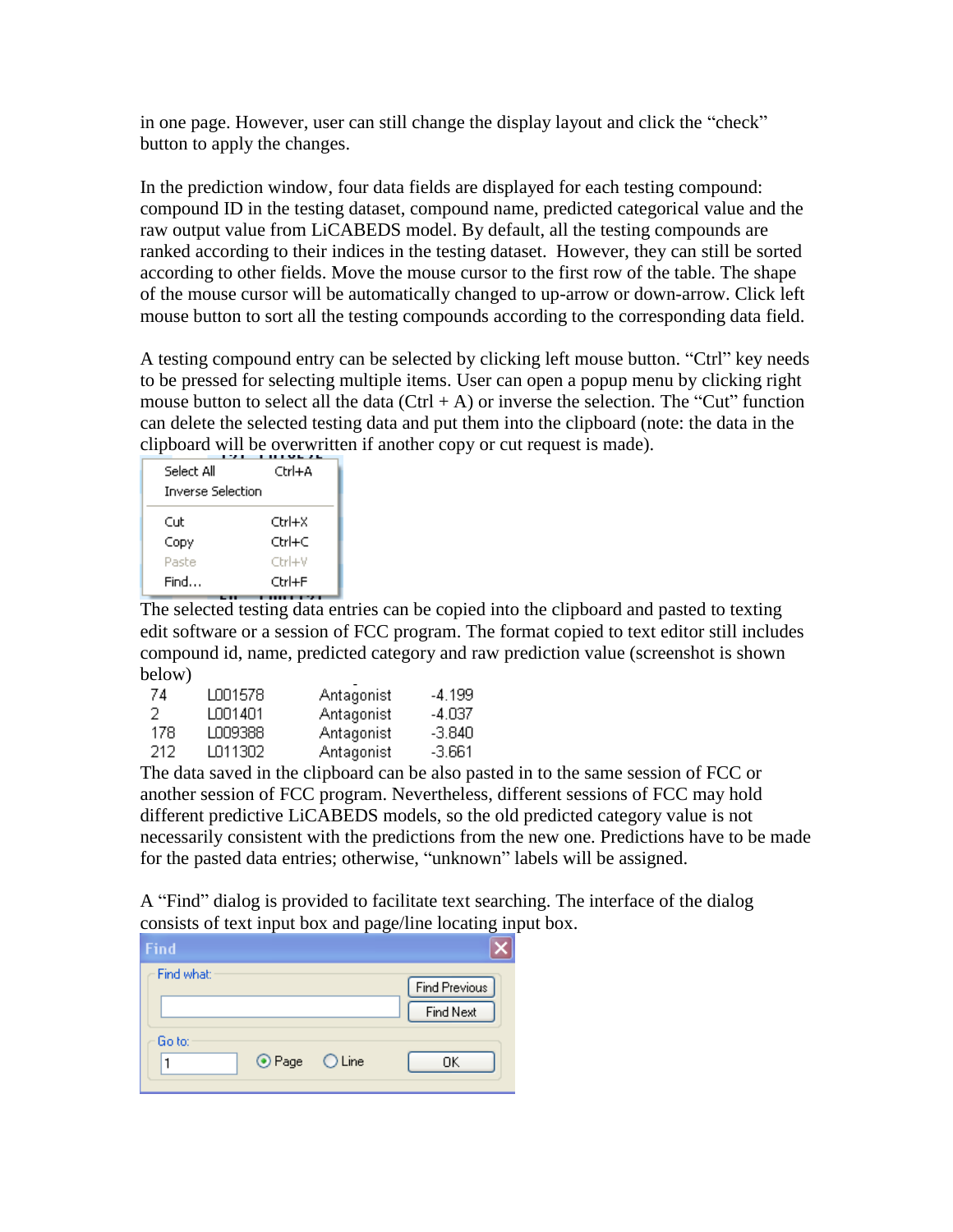in one page. However, user can still change the display layout and click the "check" button to apply the changes.

In the prediction window, four data fields are displayed for each testing compound: compound ID in the testing dataset, compound name, predicted categorical value and the raw output value from LiCABEDS model. By default, all the testing compounds are ranked according to their indices in the testing dataset. However, they can still be sorted according to other fields. Move the mouse cursor to the first row of the table. The shape of the mouse cursor will be automatically changed to up-arrow or down-arrow. Click left mouse button to sort all the testing compounds according to the corresponding data field.

A testing compound entry can be selected by clicking left mouse button. "Ctrl" key needs to be pressed for selecting multiple items. User can open a popup menu by clicking right mouse button to select all the data (Ctrl + A) or inverse the selection. The "Cut" function can delete the selected testing data and put them into the clipboard (note: the data in the clipboard will be overwritten if another copy or cut request is made).

| | |
|---|---|
| Select All | Ctrl+A |
| Inverse Selection | |
| Cut | Ctrl+X |
| Copy | Ctrl+C |
| Paste | Ctrl+V |
| Find... | Ctrl+F |

The selected testing data entries can be copied into the clipboard and pasted to texting edit software or a session of FCC program. The format copied to text editor still includes compound id, name, predicted category and raw prediction value (screenshot is shown below)

```
74    L001578    Antagonist    -4.199
2     L001401    Antagonist    -4.037
178   L009388    Antagonist    -3.840
212   L011302    Antagonist    -3.661
```

The data saved in the clipboard can be also pasted in to the same session of FCC or another session of FCC program. Nevertheless, different sessions of FCC may hold different predictive LiCABEDS models, so the old predicted category value is not necessarily consistent with the predictions from the new one. Predictions have to be made for the pasted data entries; otherwise, "unknown" labels will be assigned.

A "Find" dialog is provided to facilitate text searching. The interface of the dialog consists of text input box and page/line locating input box.

Find

Find what: [ ] Find Previous | Find Next

Go to: [1] ( ) Page ( ) Line OK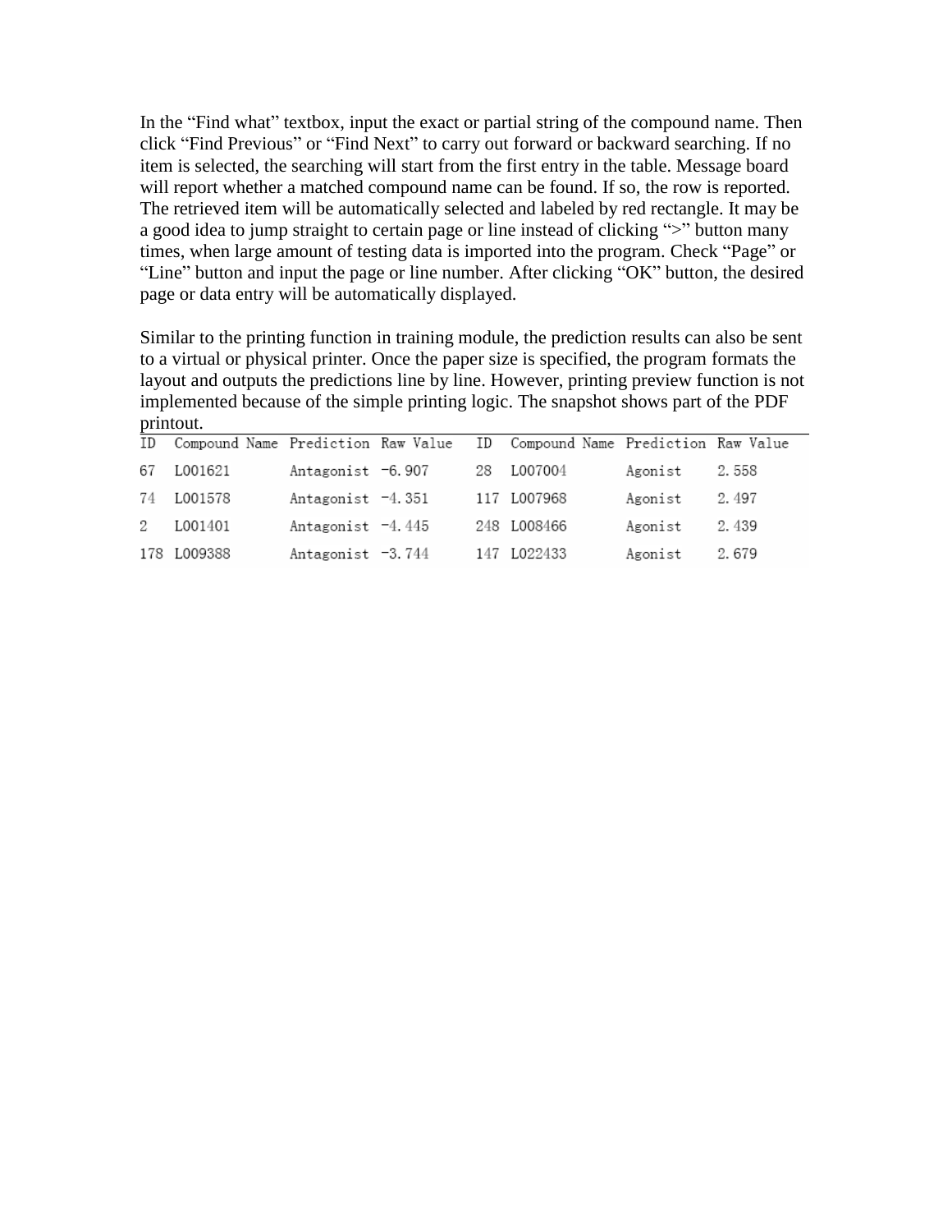In the "Find what" textbox, input the exact or partial string of the compound name. Then click "Find Previous" or "Find Next" to carry out forward or backward searching. If no item is selected, the searching will start from the first entry in the table. Message board will report whether a matched compound name can be found. If so, the row is reported. The retrieved item will be automatically selected and labeled by red rectangle. It may be a good idea to jump straight to certain page or line instead of clicking ">" button many times, when large amount of testing data is imported into the program. Check "Page" or "Line" button and input the page or line number. After clicking "OK" button, the desired page or data entry will be automatically displayed.

Similar to the printing function in training module, the prediction results can also be sent to a virtual or physical printer. Once the paper size is specified, the program formats the layout and outputs the predictions line by line. However, printing preview function is not implemented because of the simple printing logic. The snapshot shows part of the PDF printout.

| ID | Compound Name | Prediction | Raw Value | ID | Compound Name | Prediction | Raw Value |
|---|---|---|---|---|---|---|---|
| 67 | L001621 | Antagonist | -6.907 | 28 | L007004 | Agonist | 2.558 |
| 74 | L001578 | Antagonist | -4.351 | 117 | L007968 | Agonist | 2.497 |
| 2 | L001401 | Antagonist | -4.445 | 248 | L008466 | Agonist | 2.439 |
| 178 | L009388 | Antagonist | -3.744 | 147 | L022433 | Agonist | 2.679 |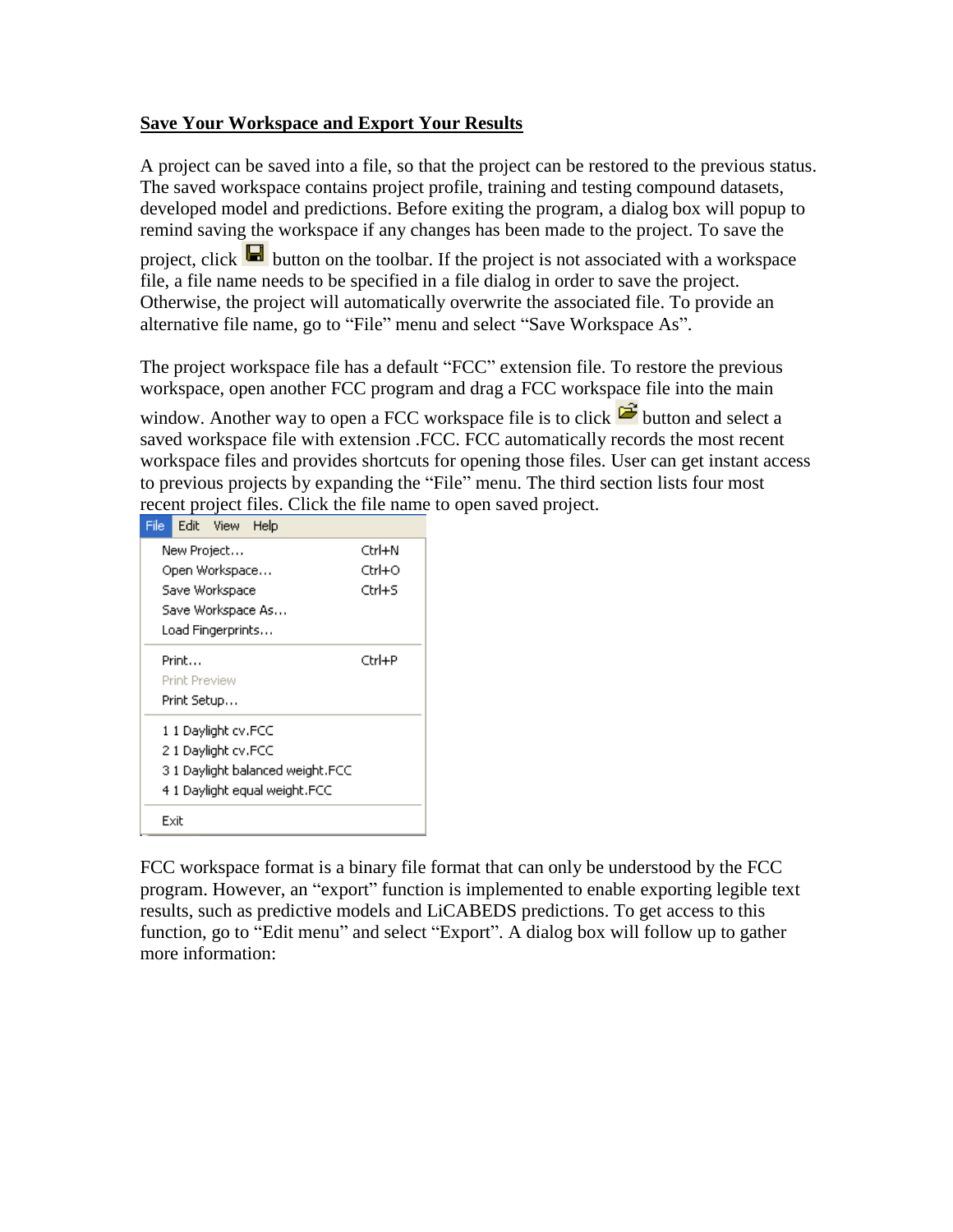## Save Your Workspace and Export Your Results

A project can be saved into a file, so that the project can be restored to the previous status. The saved workspace contains project profile, training and testing compound datasets, developed model and predictions. Before exiting the program, a dialog box will popup to remind saving the workspace if any changes has been made to the project. To save the project, click button on the toolbar. If the project is not associated with a workspace file, a file name needs to be specified in a file dialog in order to save the project. Otherwise, the project will automatically overwrite the associated file. To provide an alternative file name, go to "File" menu and select "Save Workspace As".

The project workspace file has a default "FCC" extension file. To restore the previous workspace, open another FCC program and drag a FCC workspace file into the main window. Another way to open a FCC workspace file is to click button and select a saved workspace file with extension .FCC. FCC automatically records the most recent workspace files and provides shortcuts for opening those files. User can get instant access to previous projects by expanding the "File" menu. The third section lists four most recent project files. Click the file name to open saved project.

File Edit View Help

| | |
|---|---|
| New Project... | Ctrl+N |
| Open Workspace... | Ctrl+O |
| Save Workspace | Ctrl+S |
| Save Workspace As... | |
| Load Fingerprints... | |
| Print... | Ctrl+P |
| Print Preview | |
| Print Setup... | |
| 1 1 Daylight cv.FCC | |
| 2 1 Daylight cv.FCC | |
| 3 1 Daylight balanced weight.FCC | |
| 4 1 Daylight equal weight.FCC | |
| Exit | |

FCC workspace format is a binary file format that can only be understood by the FCC program. However, an "export" function is implemented to enable exporting legible text results, such as predictive models and LiCABEDS predictions. To get access to this function, go to "Edit menu" and select "Export". A dialog box will follow up to gather more information: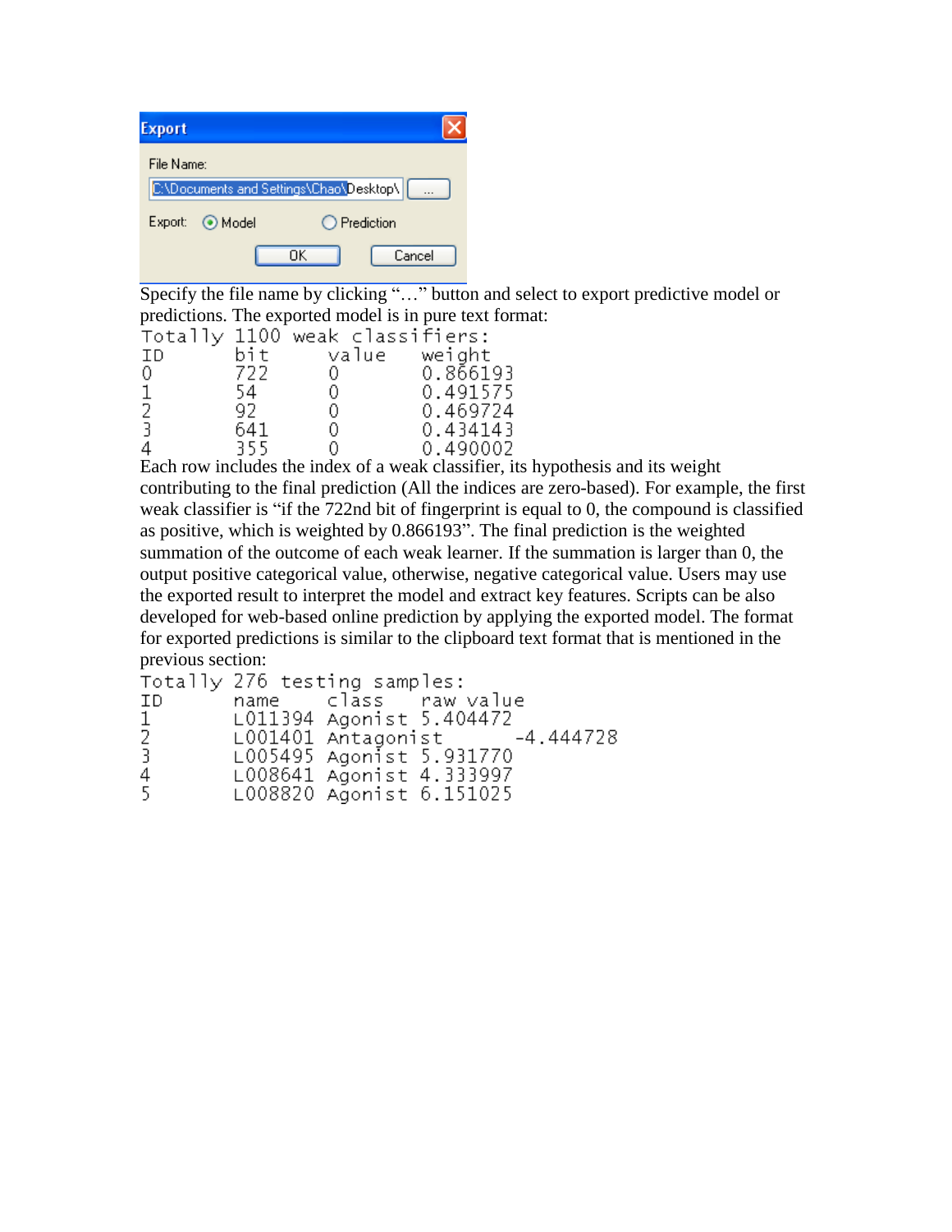Export

File Name: C:\Documents and Settings\Chao\Desktop\ ...

Export: (•) Model ( ) Prediction

OK Cancel

Specify the file name by clicking "…" button and select to export predictive model or predictions. The exported model is in pure text format:

```
Totally 1100 weak classifiers:
ID      bit     value   weight
0       722     0       0.866193
1       54      0       0.491575
2       92      0       0.469724
3       641     0       0.434143
4       355     0       0.490002
```

Each row includes the index of a weak classifier, its hypothesis and its weight contributing to the final prediction (All the indices are zero-based). For example, the first weak classifier is "if the 722nd bit of fingerprint is equal to 0, the compound is classified as positive, which is weighted by 0.866193". The final prediction is the weighted summation of the outcome of each weak learner. If the summation is larger than 0, the output positive categorical value, otherwise, negative categorical value. Users may use the exported result to interpret the model and extract key features. Scripts can be also developed for web-based online prediction by applying the exported model. The format for exported predictions is similar to the clipboard text format that is mentioned in the previous section:

```
Totally 276 testing samples:
ID      name    class   raw value
1       L011394 Agonist 5.404472
2       L001401 Antagonist      -4.444728
3       L005495 Agonist 5.931770
4       L008641 Agonist 4.333997
5       L008820 Agonist 6.151025
```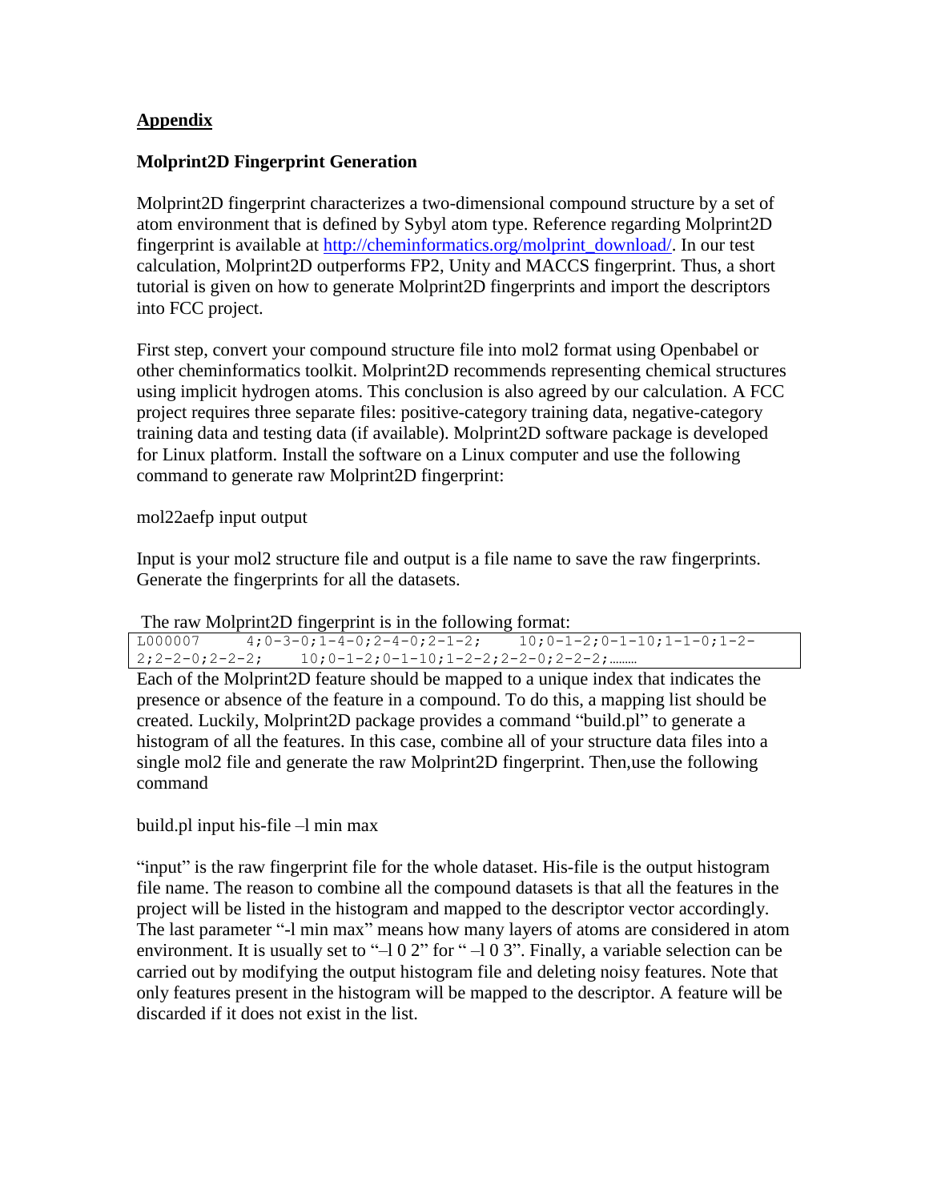## Appendix

### Molprint2D Fingerprint Generation

Molprint2D fingerprint characterizes a two-dimensional compound structure by a set of atom environment that is defined by Sybyl atom type. Reference regarding Molprint2D fingerprint is available at http://cheminformatics.org/molprint_download/. In our test calculation, Molprint2D outperforms FP2, Unity and MACCS fingerprint. Thus, a short tutorial is given on how to generate Molprint2D fingerprints and import the descriptors into FCC project.

First step, convert your compound structure file into mol2 format using Openbabel or other cheminformatics toolkit. Molprint2D recommends representing chemical structures using implicit hydrogen atoms. This conclusion is also agreed by our calculation. A FCC project requires three separate files: positive-category training data, negative-category training data and testing data (if available). Molprint2D software package is developed for Linux platform. Install the software on a Linux computer and use the following command to generate raw Molprint2D fingerprint:

mol22aefp input output

Input is your mol2 structure file and output is a file name to save the raw fingerprints. Generate the fingerprints for all the datasets.

The raw Molprint2D fingerprint is in the following format:

```
L000007     4;0-3-0;1-4-0;2-4-0;2-1-2;     10;0-1-2;0-1-10;1-1-0;1-2-2;2-2-0;2-2-2;     10;0-1-2;0-1-10;1-2-2;2-2-0;2-2-2;………
```

Each of the Molprint2D feature should be mapped to a unique index that indicates the presence or absence of the feature in a compound. To do this, a mapping list should be created. Luckily, Molprint2D package provides a command "build.pl" to generate a histogram of all the features. In this case, combine all of your structure data files into a single mol2 file and generate the raw Molprint2D fingerprint. Then,use the following command

build.pl input his-file –l min max

"input" is the raw fingerprint file for the whole dataset. His-file is the output histogram file name. The reason to combine all the compound datasets is that all the features in the project will be listed in the histogram and mapped to the descriptor vector accordingly. The last parameter "-l min max" means how many layers of atoms are considered in atom environment. It is usually set to "–l 0 2" for " –l 0 3". Finally, a variable selection can be carried out by modifying the output histogram file and deleting noisy features. Note that only features present in the histogram will be mapped to the descriptor. A feature will be discarded if it does not exist in the list.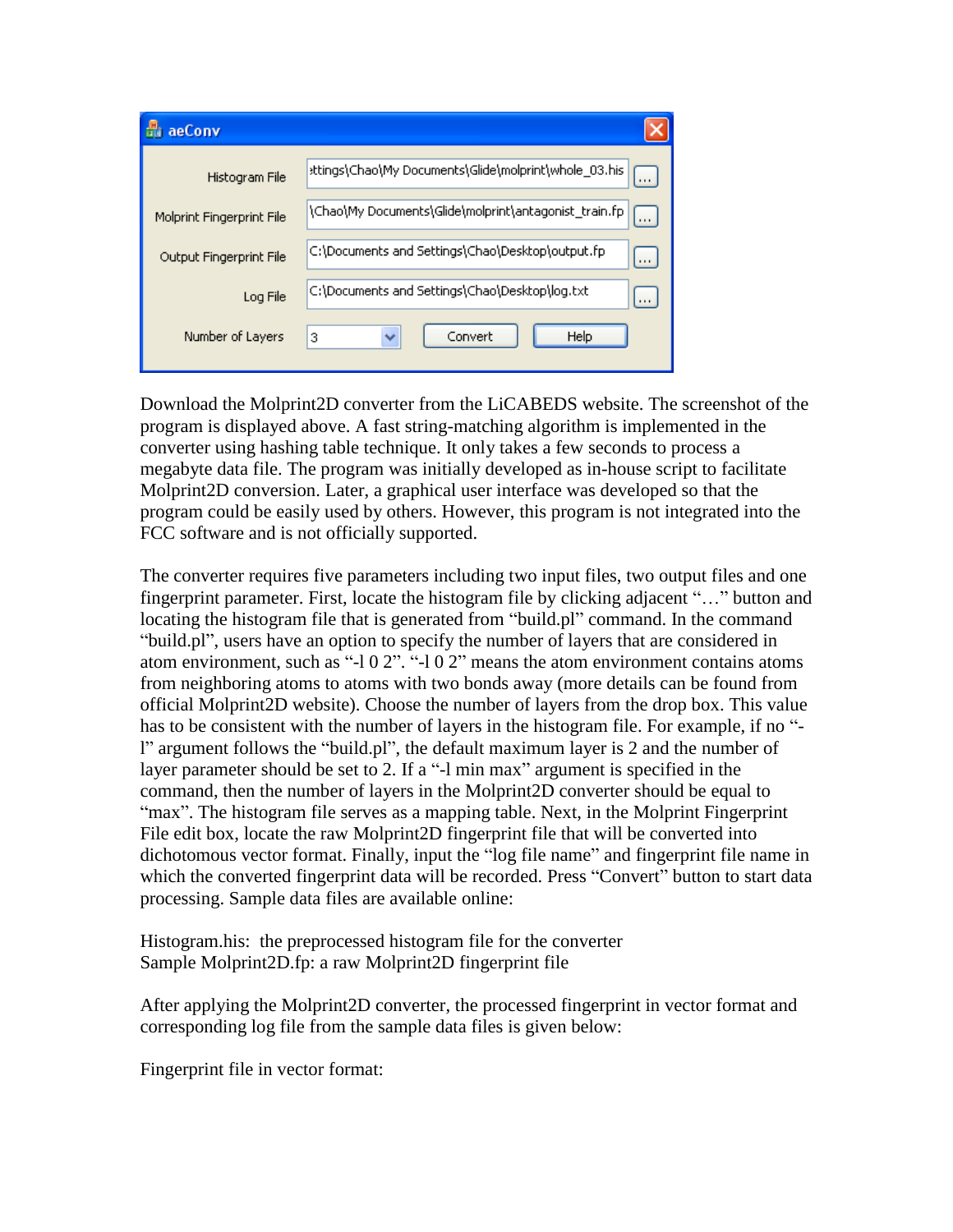Download the Molprint2D converter from the LiCABEDS website. The screenshot of the program is displayed above. A fast string-matching algorithm is implemented in the converter using hashing table technique. It only takes a few seconds to process a megabyte data file. The program was initially developed as in-house script to facilitate Molprint2D conversion. Later, a graphical user interface was developed so that the program could be easily used by others. However, this program is not integrated into the FCC software and is not officially supported.

The converter requires five parameters including two input files, two output files and one fingerprint parameter. First, locate the histogram file by clicking adjacent "…" button and locating the histogram file that is generated from "build.pl" command. In the command "build.pl", users have an option to specify the number of layers that are considered in atom environment, such as "-l 0 2". "-l 0 2" means the atom environment contains atoms from neighboring atoms to atoms with two bonds away (more details can be found from official Molprint2D website). Choose the number of layers from the drop box. This value has to be consistent with the number of layers in the histogram file. For example, if no "-l" argument follows the "build.pl", the default maximum layer is 2 and the number of layer parameter should be set to 2. If a "-l min max" argument is specified in the command, then the number of layers in the Molprint2D converter should be equal to "max". The histogram file serves as a mapping table. Next, in the Molprint Fingerprint File edit box, locate the raw Molprint2D fingerprint file that will be converted into dichotomous vector format. Finally, input the "log file name" and fingerprint file name in which the converted fingerprint data will be recorded. Press "Convert" button to start data processing. Sample data files are available online:

Histogram.his: the preprocessed histogram file for the converter
Sample Molprint2D.fp: a raw Molprint2D fingerprint file

After applying the Molprint2D converter, the processed fingerprint in vector format and corresponding log file from the sample data files is given below:

Fingerprint file in vector format: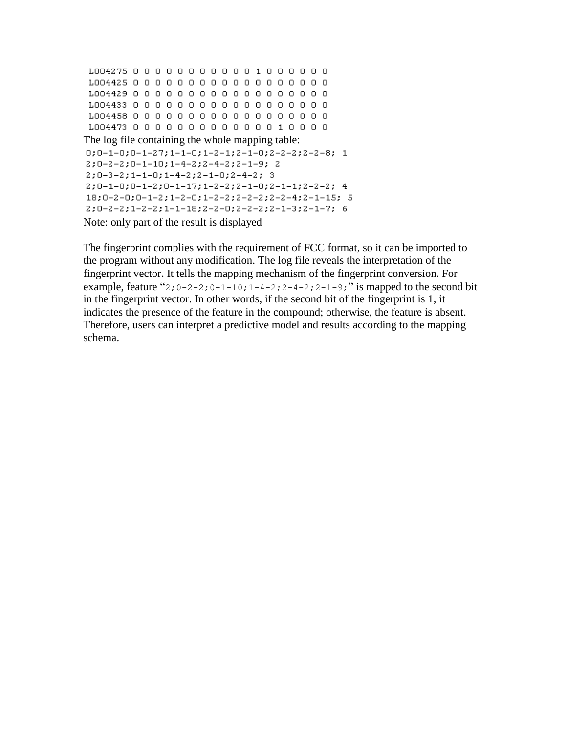```
L004275 0 0 0 0 0 0 0 0 0 0 0 0 1 0 0 0 0 0 0
L004425 0 0 0 0 0 0 0 0 0 0 0 0 0 0 0 0 0 0 0
L004429 0 0 0 0 0 0 0 0 0 0 0 0 0 0 0 0 0 0 0
L004433 0 0 0 0 0 0 0 0 0 0 0 0 0 0 0 0 0 0 0
L004458 0 0 0 0 0 0 0 0 0 0 0 0 0 0 0 0 0 0 0
L004473 0 0 0 0 0 0 0 0 0 0 0 0 0 0 1 0 0 0 0
```

The log file containing the whole mapping table:

```
0;0-1-0;0-1-27;1-1-0;1-2-1;2-1-0;2-2-2;2-2-8; 1
2;0-2-2;0-1-10;1-4-2;2-4-2;2-1-9; 2
2;0-3-2;1-1-0;1-4-2;2-1-0;2-4-2; 3
2;0-1-0;0-1-2;0-1-17;1-2-2;2-1-0;2-1-1;2-2-2; 4
18;0-2-0;0-1-2;1-2-0;1-2-2;2-2-2;2-2-4;2-1-15; 5
2;0-2-2;1-2-2;1-1-18;2-2-0;2-2-2;2-1-3;2-1-7; 6
```

Note: only part of the result is displayed

The fingerprint complies with the requirement of FCC format, so it can be imported to the program without any modification. The log file reveals the interpretation of the fingerprint vector. It tells the mapping mechanism of the fingerprint conversion. For example, feature "`2;0-2-2;0-1-10;1-4-2;2-4-2;2-1-9;`" is mapped to the second bit in the fingerprint vector. In other words, if the second bit of the fingerprint is 1, it indicates the presence of the feature in the compound; otherwise, the feature is absent. Therefore, users can interpret a predictive model and results according to the mapping schema.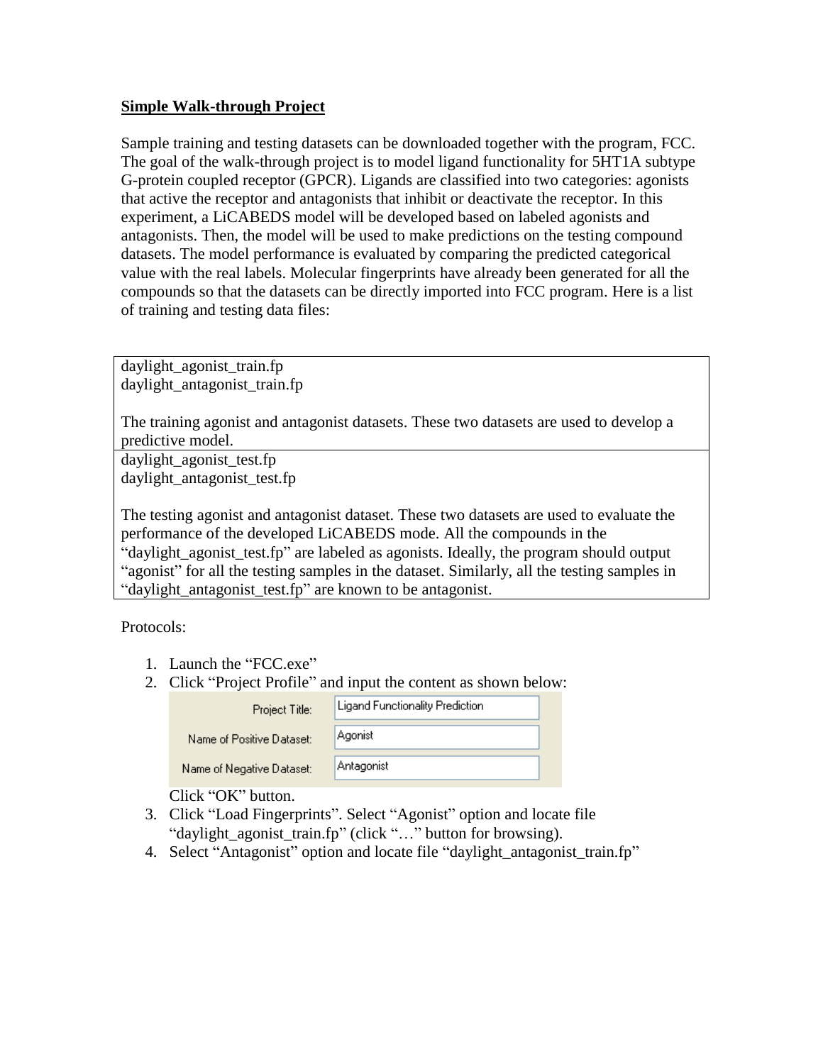**Simple Walk-through Project**

Sample training and testing datasets can be downloaded together with the program, FCC. The goal of the walk-through project is to model ligand functionality for 5HT1A subtype G-protein coupled receptor (GPCR). Ligands are classified into two categories: agonists that active the receptor and antagonists that inhibit or deactivate the receptor. In this experiment, a LiCABEDS model will be developed based on labeled agonists and antagonists. Then, the model will be used to make predictions on the testing compound datasets. The model performance is evaluated by comparing the predicted categorical value with the real labels. Molecular fingerprints have already been generated for all the compounds so that the datasets can be directly imported into FCC program. Here is a list of training and testing data files:

| |
|---|
| daylight_agonist_train.fp<br>daylight_antagonist_train.fp<br><br>The training agonist and antagonist datasets. These two datasets are used to develop a predictive model. |
| daylight_agonist_test.fp<br>daylight_antagonist_test.fp<br><br>The testing agonist and antagonist dataset. These two datasets are used to evaluate the performance of the developed LiCABEDS mode. All the compounds in the "daylight_agonist_test.fp" are labeled as agonists. Ideally, the program should output "agonist" for all the testing samples in the dataset. Similarly, all the testing samples in "daylight_antagonist_test.fp" are known to be antagonist. |

Protocols:

1. Launch the "FCC.exe"
2. Click "Project Profile" and input the content as shown below:

   | | |
   |---|---|
   | Project Title: | Ligand Functionality Prediction |
   | Name of Positive Dataset: | Agonist |
   | Name of Negative Dataset: | Antagonist |

   Click "OK" button.
3. Click "Load Fingerprints". Select "Agonist" option and locate file "daylight_agonist_train.fp" (click "…" button for browsing).
4. Select "Antagonist" option and locate file "daylight_antagonist_train.fp"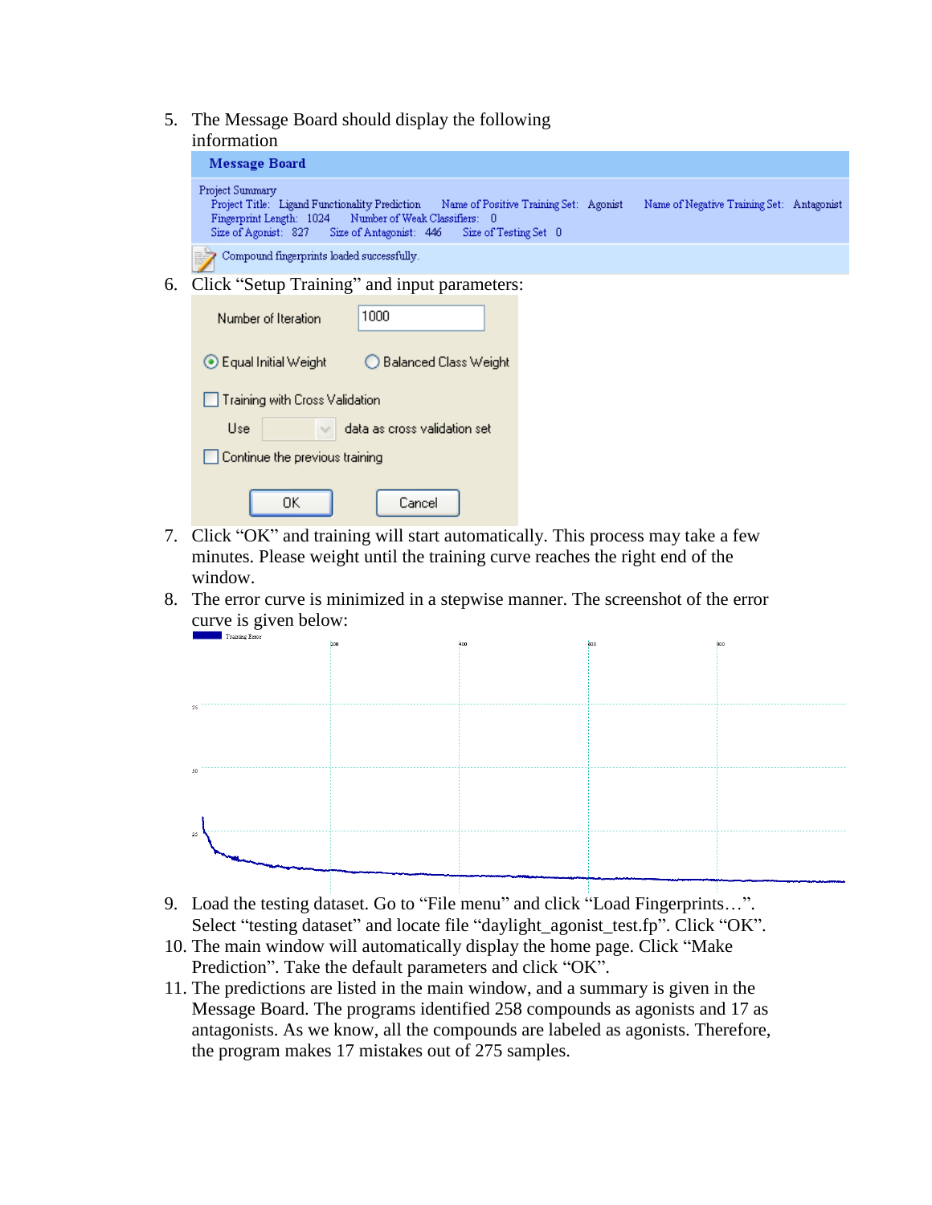5. The Message Board should display the following information

   **Message Board**

   Project Summary
   Project Title: Ligand Functionality Prediction Name of Positive Training Set: Agonist Name of Negative Training Set: Antagonist
   Fingerprint Length: 1024 Number of Weak Classifiers: 0
   Size of Agonist: 827 Size of Antagonist: 446 Size of Testing Set 0

   Compound fingerprints loaded successfully.

6. Click "Setup Training" and input parameters:

   Number of Iteration: 1000
   Equal Initial Weight / Balanced Class Weight
   Training with Cross Validation
   Use data as cross validation set
   Continue the previous training
   OK Cancel

7. Click "OK" and training will start automatically. This process may take a few minutes. Please weight until the training curve reaches the right end of the window.
8. The error curve is minimized in a stepwise manner. The screenshot of the error curve is given below:
9. Load the testing dataset. Go to "File menu" and click "Load Fingerprints…". Select "testing dataset" and locate file "daylight_agonist_test.fp". Click "OK".
10. The main window will automatically display the home page. Click "Make Prediction". Take the default parameters and click "OK".
11. The predictions are listed in the main window, and a summary is given in the Message Board. The programs identified 258 compounds as agonists and 17 as antagonists. As we know, all the compounds are labeled as agonists. Therefore, the program makes 17 mistakes out of 275 samples.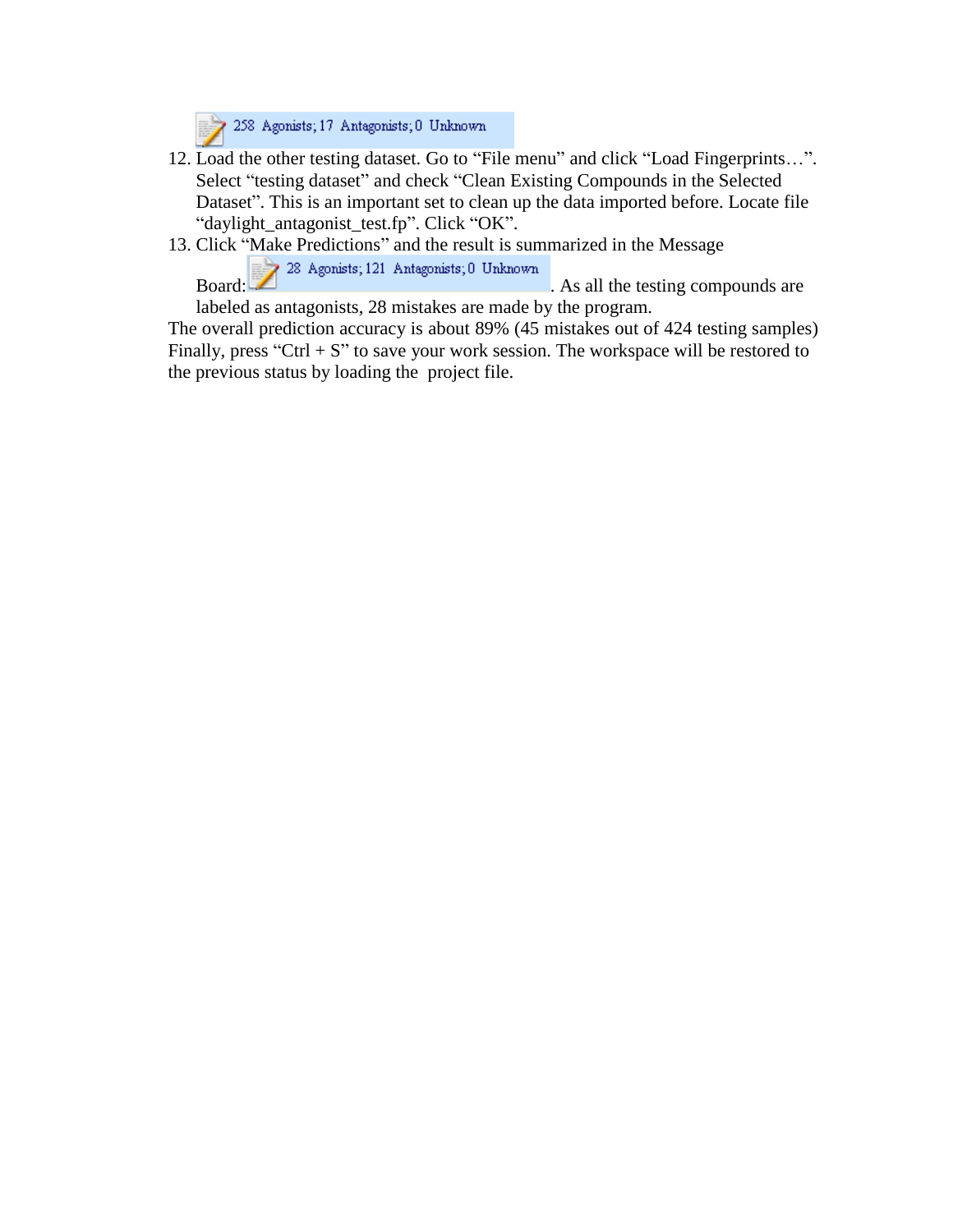258 Agonists; 17 Antagonists; 0 Unknown

12. Load the other testing dataset. Go to “File menu” and click “Load Fingerprints…”. Select “testing dataset” and check “Clean Existing Compounds in the Selected Dataset”. This is an important set to clean up the data imported before. Locate file “daylight_antagonist_test.fp”. Click “OK”.
13. Click “Make Predictions” and the result is summarized in the Message Board: 28 Agonists; 121 Antagonists; 0 Unknown. As all the testing compounds are labeled as antagonists, 28 mistakes are made by the program.

The overall prediction accuracy is about 89% (45 mistakes out of 424 testing samples)
Finally, press “Ctrl + S” to save your work session. The workspace will be restored to the previous status by loading the project file.